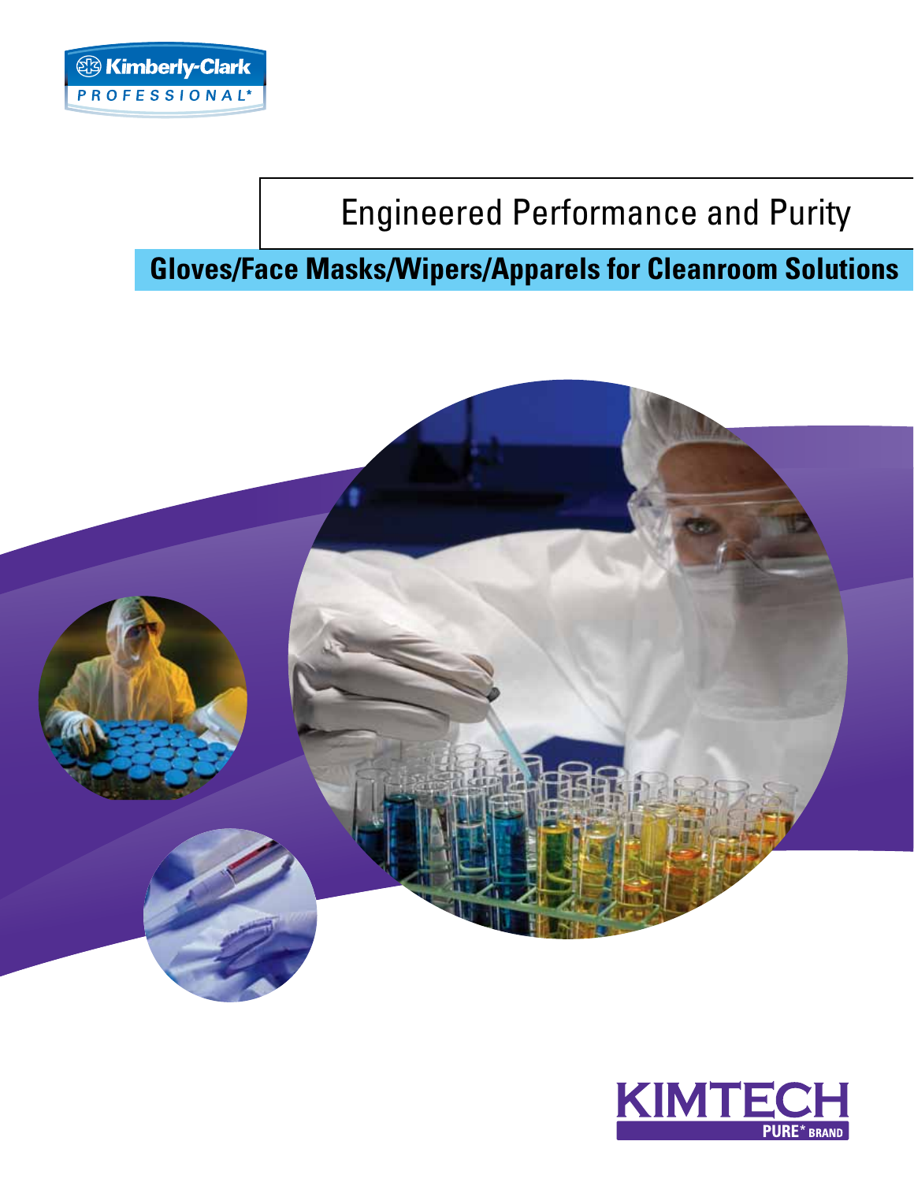Kimberly-Clark PROFESSIONAL*

# Engineered Performance and Purity

## Gloves/Face Masks/Wipers/Apparels for Cleanroom Solutions

KIMTECH PURE* BRAND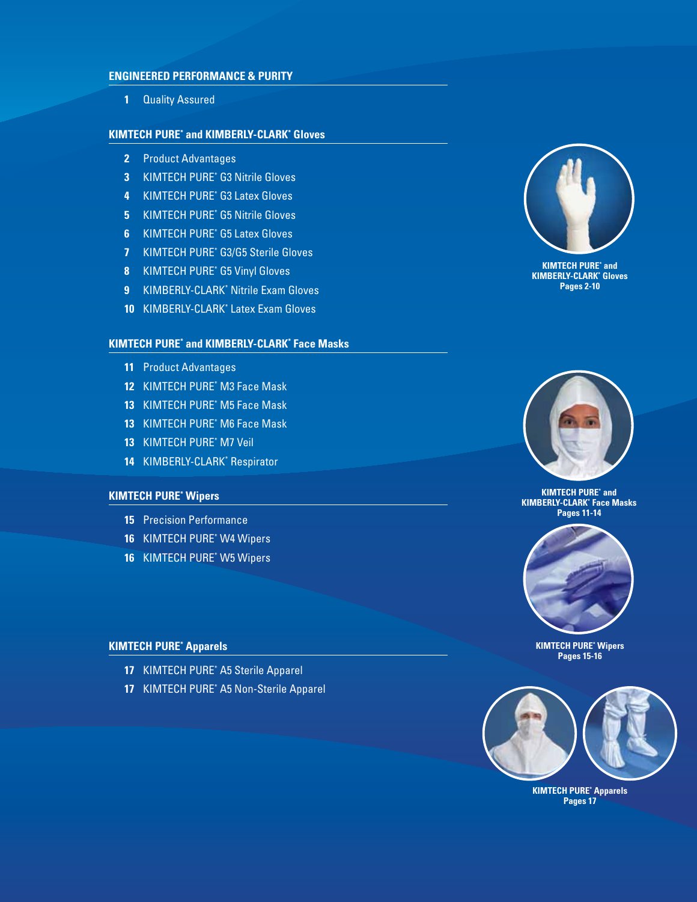## ENGINEERED PERFORMANCE & PURITY

- **1** Quality Assured

## KIMTECH PURE* and KIMBERLY-CLARK* Gloves

- **2** Product Advantages
- **3** KIMTECH PURE* G3 Nitrile Gloves
- **4** KIMTECH PURE* G3 Latex Gloves
- **5** KIMTECH PURE* G5 Nitrile Gloves
- **6** KIMTECH PURE* G5 Latex Gloves
- **7** KIMTECH PURE* G3/G5 Sterile Gloves
- **8** KIMTECH PURE* G5 Vinyl Gloves
- **9** KIMBERLY-CLARK* Nitrile Exam Gloves
- **10** KIMBERLY-CLARK* Latex Exam Gloves

## KIMTECH PURE* and KIMBERLY-CLARK* Face Masks

- **11** Product Advantages
- **12** KIMTECH PURE* M3 Face Mask
- **13** KIMTECH PURE* M5 Face Mask
- **13** KIMTECH PURE* M6 Face Mask
- **13** KIMTECH PURE* M7 Veil
- **14** KIMBERLY-CLARK* Respirator

## KIMTECH PURE* Wipers

- **15** Precision Performance
- **16** KIMTECH PURE* W4 Wipers
- **16** KIMTECH PURE* W5 Wipers

## KIMTECH PURE* Apparels

- **17** KIMTECH PURE* A5 Sterile Apparel
- **17** KIMTECH PURE* A5 Non-Sterile Apparel

**KIMTECH PURE* and KIMBERLY-CLARK* Gloves**
**Pages 2-10**

**KIMTECH PURE* and KIMBERLY-CLARK* Face Masks**
**Pages 11-14**

**KIMTECH PURE* Wipers**
**Pages 15-16**

**KIMTECH PURE* Apparels**
**Pages 17**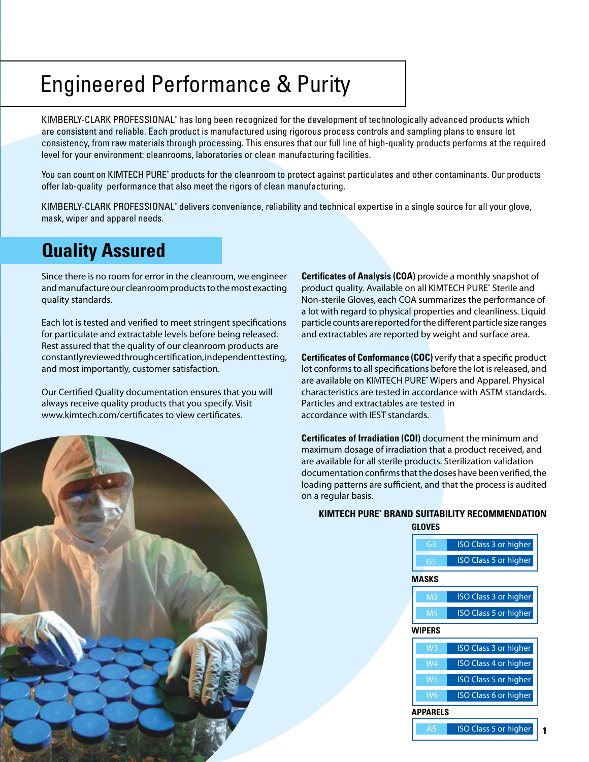# Engineered Performance & Purity

KIMBERLY-CLARK PROFESSIONAL® has long been recognized for the development of technologically advanced products which are consistent and reliable. Each product is manufactured using rigorous process controls and sampling plans to ensure lot consistency, from raw materials through processing. This ensures that our full line of high-quality products performs at the required level for your environment: cleanrooms, laboratories or clean manufacturing facilities.

You can count on KIMTECH PURE® products for the cleanroom to protect against particulates and other contaminants. Our products offer lab-quality performance that also meet the rigors of clean manufacturing.

KIMBERLY-CLARK PROFESSIONAL® delivers convenience, reliability and technical expertise in a single source for all your glove, mask, wiper and apparel needs.

## Quality Assured

Since there is no room for error in the cleanroom, we engineer and manufacture our cleanroom products to the most exacting quality standards.

Each lot is tested and verified to meet stringent specifications for particulate and extractable levels before being released. Rest assured that the quality of our cleanroom products are constantly reviewed through certification, independent testing, and most importantly, customer satisfaction.

Our Certified Quality documentation ensures that you will always receive quality products that you specify. Visit www.kimtech.com/certificates to view certificates.

**Certificates of Analysis (COA)** provide a monthly snapshot of product quality. Available on all KIMTECH PURE® Sterile and Non-sterile Gloves, each COA summarizes the performance of a lot with regard to physical properties and cleanliness. Liquid particle counts are reported for the different particle size ranges and extractables are reported by weight and surface area.

**Certificates of Conformance (COC)** verify that a specific product lot conforms to all specifications before the lot is released, and are available on KIMTECH PURE® Wipers and Apparel. Physical characteristics are tested in accordance with ASTM standards. Particles and extractables are tested in accordance with IEST standards.

**Certificates of Irradiation (COI)** document the minimum and maximum dosage of irradiation that a product received, and are available for all sterile products. Sterilization validation documentation confirms that the doses have been verified, the loading patterns are sufficient, and that the process is audited on a regular basis.

**KIMTECH PURE® BRAND SUITABILITY RECOMMENDATION**

**GLOVES**

| | |
|---|---|
| G3 | ISO Class 3 or higher |
| G5 | ISO Class 5 or higher |

**MASKS**

| | |
|---|---|
| M3 | ISO Class 3 or higher |
| M5 | ISO Class 5 or higher |

**WIPERS**

| | |
|---|---|
| W3 | ISO Class 3 or higher |
| W4 | ISO Class 4 or higher |
| W5 | ISO Class 5 or higher |
| W6 | ISO Class 6 or higher |

**APPARELS**

| | |
|---|---|
| A5 | ISO Class 5 or higher |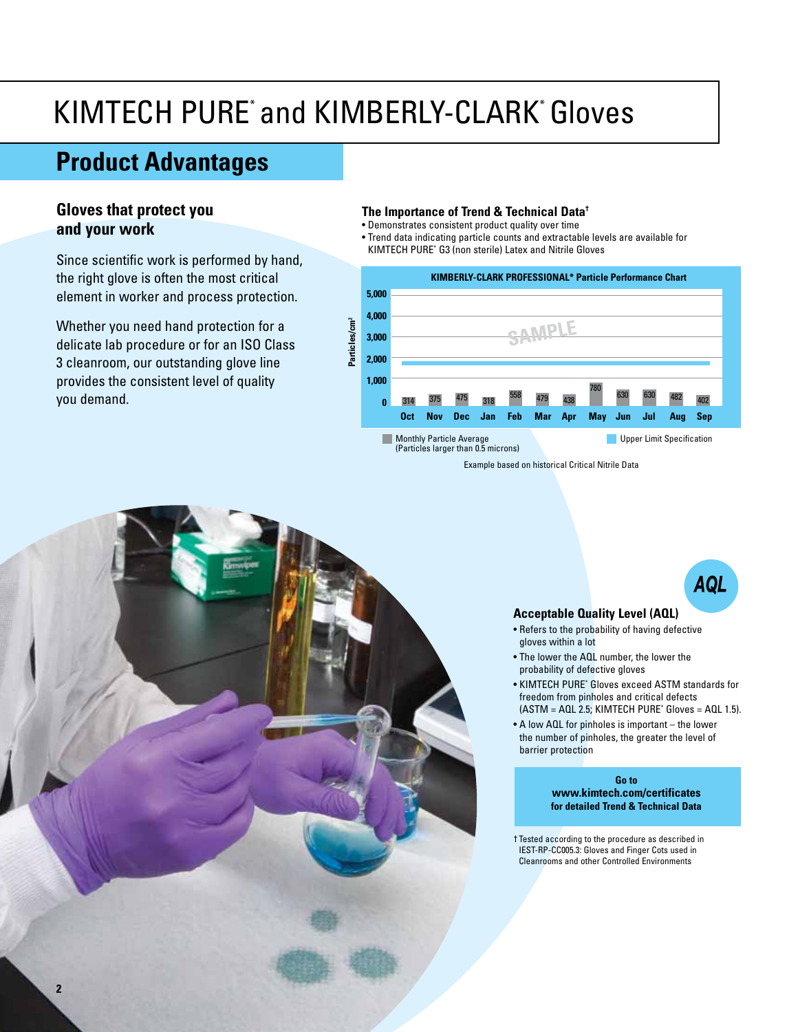# KIMTECH PURE* and KIMBERLY-CLARK* Gloves

## Product Advantages

### Gloves that protect you and your work

Since scientific work is performed by hand, the right glove is often the most critical element in worker and process protection.

Whether you need hand protection for a delicate lab procedure or for an ISO Class 3 cleanroom, our outstanding glove line provides the consistent level of quality you demand.

### The Importance of Trend & Technical Data†

- Demonstrates consistent product quality over time
- Trend data indicating particle counts and extractable levels are available for KIMTECH PURE* G3 (non sterile) Latex and Nitrile Gloves

**KIMBERLY-CLARK PROFESSIONAL* Particle Performance Chart**

SAMPLE

| Month | Monthly Particle Average (Particles/cm²) |
|---|---|
| Oct | 314 |
| Nov | 375 |
| Dec | 475 |
| Jan | 318 |
| Feb | 558 |
| Mar | 479 |
| Apr | 438 |
| May | 780 |
| Jun | 630 |
| Jul | 630 |
| Aug | 482 |
| Sep | 402 |

Monthly Particle Average (Particles larger than 0.5 microns)

Upper Limit Specification

Example based on historical Critical Nitrile Data

### Acceptable Quality Level (AQL)

- Refers to the probability of having defective gloves within a lot
- The lower the AQL number, the lower the probability of defective gloves
- KIMTECH PURE* Gloves exceed ASTM standards for freedom from pinholes and critical defects (ASTM = AQL 2.5; KIMTECH PURE* Gloves = AQL 1.5).
- A low AQL for pinholes is important – the lower the number of pinholes, the greater the level of barrier protection

**Go to www.kimtech.com/certificates for detailed Trend & Technical Data**

† Tested according to the procedure as described in IEST-RP-CC005.3: Gloves and Finger Cots used in Cleanrooms and other Controlled Environments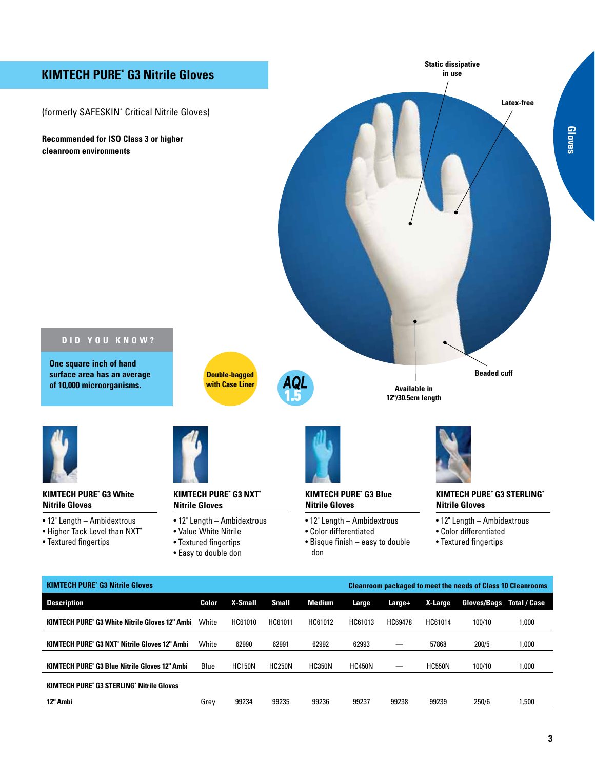## KIMTECH PURE* G3 Nitrile Gloves

(formerly SAFESKIN* Critical Nitrile Gloves)

**Recommended for ISO Class 3 or higher cleanroom environments**

Static dissipative in use

Latex-free

Beaded cuff

Available in 12"/30.5cm length

**DID YOU KNOW?**

**One square inch of hand surface area has an average of 10,000 microorganisms.**

**Double-bagged with Case Liner**

**AQL 1.5**

### KIMTECH PURE* G3 White Nitrile Gloves

- 12" Length – Ambidextrous
- Higher Tack Level than NXT*
- Textured fingertips

### KIMTECH PURE* G3 NXT* Nitrile Gloves

- 12" Length – Ambidextrous
- Value White Nitrile
- Textured fingertips
- Easy to double don

### KIMTECH PURE* G3 Blue Nitrile Gloves

- 12" Length – Ambidextrous
- Color differentiated
- Bisque finish – easy to double don

### KIMTECH PURE* G3 STERLING* Nitrile Gloves

- 12" Length – Ambidextrous
- Color differentiated
- Textured fingertips

**KIMTECH PURE* G3 Nitrile Gloves** — **Cleanroom packaged to meet the needs of Class 10 Cleanrooms**

| Description | Color | X-Small | Small | Medium | Large | Large+ | X-Large | Gloves/Bags | Total / Case |
|---|---|---|---|---|---|---|---|---|---|
| KIMTECH PURE* G3 White Nitrile Gloves 12" Ambi | White | HC61010 | HC61011 | HC61012 | HC61013 | HC69478 | HC61014 | 100/10 | 1,000 |
| KIMTECH PURE* G3 NXT* Nitrile Gloves 12" Ambi | White | 62990 | 62991 | 62992 | 62993 | — | 57868 | 200/5 | 1,000 |
| KIMTECH PURE* G3 Blue Nitrile Gloves 12" Ambi | Blue | HC150N | HC250N | HC350N | HC450N | — | HC550N | 100/10 | 1,000 |
| KIMTECH PURE* G3 STERLING* Nitrile Gloves 12" Ambi | Grey | 99234 | 99235 | 99236 | 99237 | 99238 | 99239 | 250/6 | 1,500 |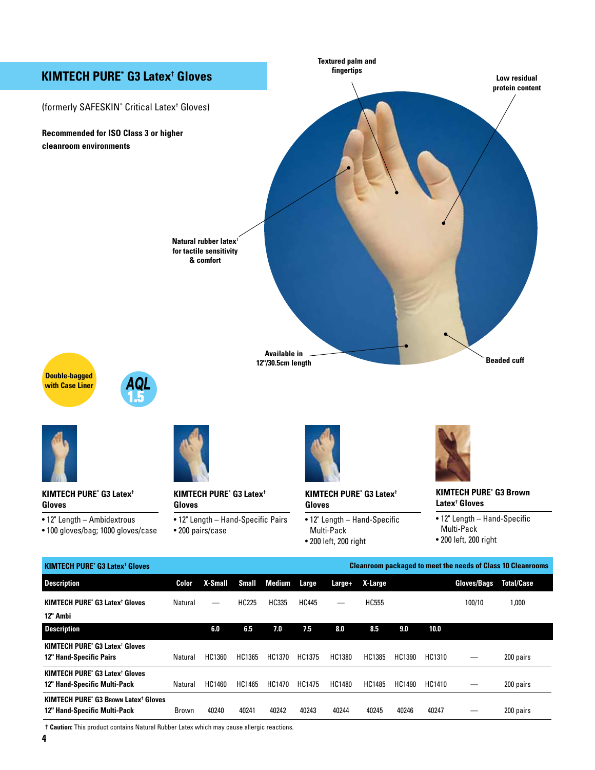## KIMTECH PURE* G3 Latex† Gloves

(formerly SAFESKIN* Critical Latex† Gloves)

**Recommended for ISO Class 3 or higher cleanroom environments**

Textured palm and fingertips

Low residual protein content

Natural rubber latex† for tactile sensitivity & comfort

Available in 12"/30.5cm length

Beaded cuff

Double-bagged with Case Liner

AQL 1.5

**KIMTECH PURE* G3 Latex† Gloves**

- 12" Length – Ambidextrous
- 100 gloves/bag; 1000 gloves/case

**KIMTECH PURE* G3 Latex† Gloves**

- 12" Length – Hand-Specific Pairs
- 200 pairs/case

**KIMTECH PURE* G3 Latex† Gloves**

- 12" Length – Hand-Specific Multi-Pack
- 200 left, 200 right

**KIMTECH PURE* G3 Brown Latex† Gloves**

- 12" Length – Hand-Specific Multi-Pack
- 200 left, 200 right

**KIMTECH PURE* G3 Latex† Gloves** — Cleanroom packaged to meet the needs of Class 10 Cleanrooms

| Description | Color | X-Small | Small | Medium | Large | Large+ | X-Large | | | Gloves/Bags | Total/Case |
|---|---|---|---|---|---|---|---|---|---|---|---|
| KIMTECH PURE* G3 Latex† Gloves 12" Ambi | Natural | — | HC225 | HC335 | HC445 | — | HC555 | | | 100/10 | 1,000 |
| **Description** | | **6.0** | **6.5** | **7.0** | **7.5** | **8.0** | **8.5** | **9.0** | **10.0** | | |
| KIMTECH PURE* G3 Latex† Gloves 12" Hand-Specific Pairs | Natural | HC1360 | HC1365 | HC1370 | HC1375 | HC1380 | HC1385 | HC1390 | HC1310 | — | 200 pairs |
| KIMTECH PURE* G3 Latex† Gloves 12" Hand-Specific Multi-Pack | Natural | HC1460 | HC1465 | HC1470 | HC1475 | HC1480 | HC1485 | HC1490 | HC1410 | — | 200 pairs |
| KIMTECH PURE* G3 Brown Latex† Gloves 12" Hand-Specific Multi-Pack | Brown | 40240 | 40241 | 40242 | 40243 | 40244 | 40245 | 40246 | 40247 | — | 200 pairs |

† **Caution:** This product contains Natural Rubber Latex which may cause allergic reactions.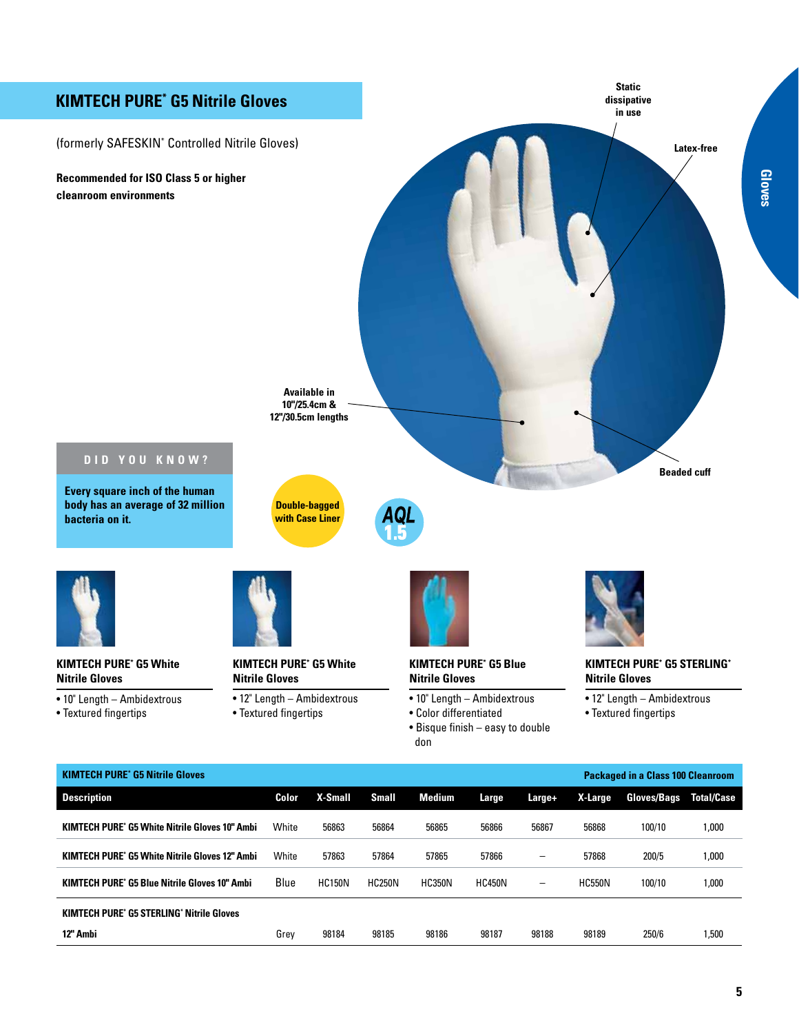## KIMTECH PURE* G5 Nitrile Gloves

(formerly SAFESKIN* Controlled Nitrile Gloves)

**Recommended for ISO Class 5 or higher cleanroom environments**

Static dissipative in use

Latex-free

Available in 10"/25.4cm & 12"/30.5cm lengths

Beaded cuff

**DID YOU KNOW?**

**Every square inch of the human body has an average of 32 million bacteria on it.**

Double-bagged with Case Liner

AQL 1.5

**KIMTECH PURE* G5 White Nitrile Gloves**

- 10" Length – Ambidextrous
- Textured fingertips

**KIMTECH PURE* G5 White Nitrile Gloves**

- 12" Length – Ambidextrous
- Textured fingertips

**KIMTECH PURE* G5 Blue Nitrile Gloves**

- 10" Length – Ambidextrous
- Color differentiated
- Bisque finish – easy to double don

**KIMTECH PURE* G5 STERLING* Nitrile Gloves**

- 12" Length – Ambidextrous
- Textured fingertips

**KIMTECH PURE* G5 Nitrile Gloves** — Packaged in a Class 100 Cleanroom

| Description | Color | X-Small | Small | Medium | Large | Large+ | X-Large | Gloves/Bags | Total/Case |
|---|---|---|---|---|---|---|---|---|---|
| KIMTECH PURE* G5 White Nitrile Gloves 10" Ambi | White | 56863 | 56864 | 56865 | 56866 | 56867 | 56868 | 100/10 | 1,000 |
| KIMTECH PURE* G5 White Nitrile Gloves 12" Ambi | White | 57863 | 57864 | 57865 | 57866 | – | 57868 | 200/5 | 1,000 |
| KIMTECH PURE* G5 Blue Nitrile Gloves 10" Ambi | Blue | HC150N | HC250N | HC350N | HC450N | – | HC550N | 100/10 | 1,000 |
| KIMTECH PURE* G5 STERLING* Nitrile Gloves 12" Ambi | Grey | 98184 | 98185 | 98186 | 98187 | 98188 | 98189 | 250/6 | 1,500 |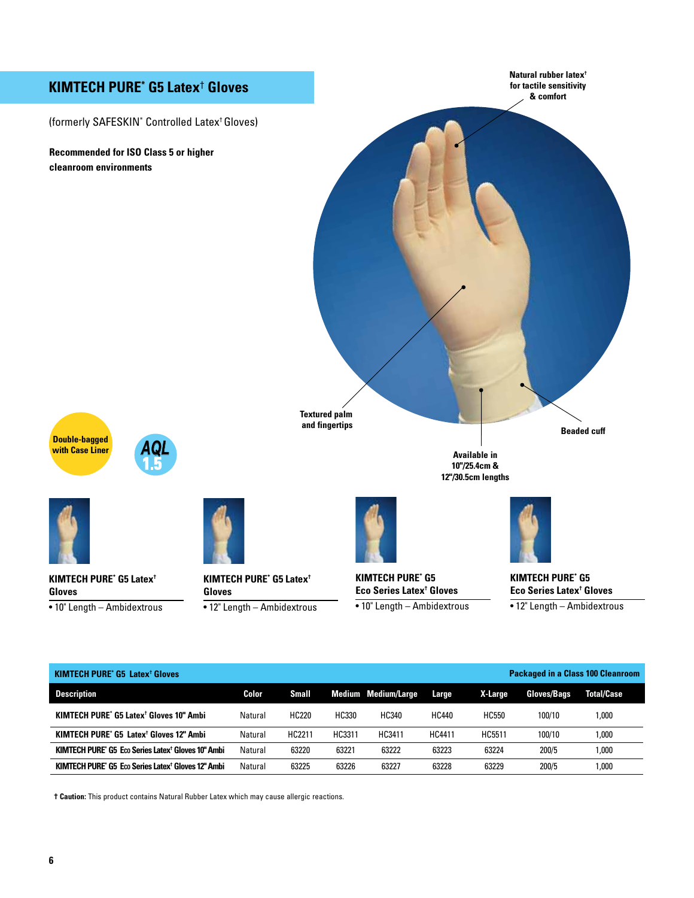## KIMTECH PURE* G5 Latex† Gloves

(formerly SAFESKIN* Controlled Latex† Gloves)

**Recommended for ISO Class 5 or higher cleanroom environments**

Natural rubber latex† for tactile sensitivity & comfort

Textured palm and fingertips

Beaded cuff

Available in 10"/25.4cm & 12"/30.5cm lengths

Double-bagged with Case Liner

AQL 1.5

**KIMTECH PURE* G5 Latex† Gloves**
- 10" Length – Ambidextrous

**KIMTECH PURE* G5 Latex† Gloves**
- 12" Length – Ambidextrous

**KIMTECH PURE* G5 Eco Series Latex† Gloves**
- 10" Length – Ambidextrous

**KIMTECH PURE* G5 Eco Series Latex† Gloves**
- 12" Length – Ambidextrous

**KIMTECH PURE* G5 Latex† Gloves** — Packaged in a Class 100 Cleanroom

| Description | Color | Small | Medium | Medium/Large | Large | X-Large | Gloves/Bags | Total/Case |
|---|---|---|---|---|---|---|---|---|
| KIMTECH PURE* G5 Latex† Gloves 10" Ambi | Natural | HC220 | HC330 | HC340 | HC440 | HC550 | 100/10 | 1,000 |
| KIMTECH PURE* G5 Latex† Gloves 12" Ambi | Natural | HC2211 | HC3311 | HC3411 | HC4411 | HC5511 | 100/10 | 1,000 |
| KIMTECH PURE* G5 Eco Series Latex† Gloves 10" Ambi | Natural | 63220 | 63221 | 63222 | 63223 | 63224 | 200/5 | 1,000 |
| KIMTECH PURE* G5 Eco Series Latex† Gloves 12" Ambi | Natural | 63225 | 63226 | 63227 | 63228 | 63229 | 200/5 | 1,000 |

† **Caution:** This product contains Natural Rubber Latex which may cause allergic reactions.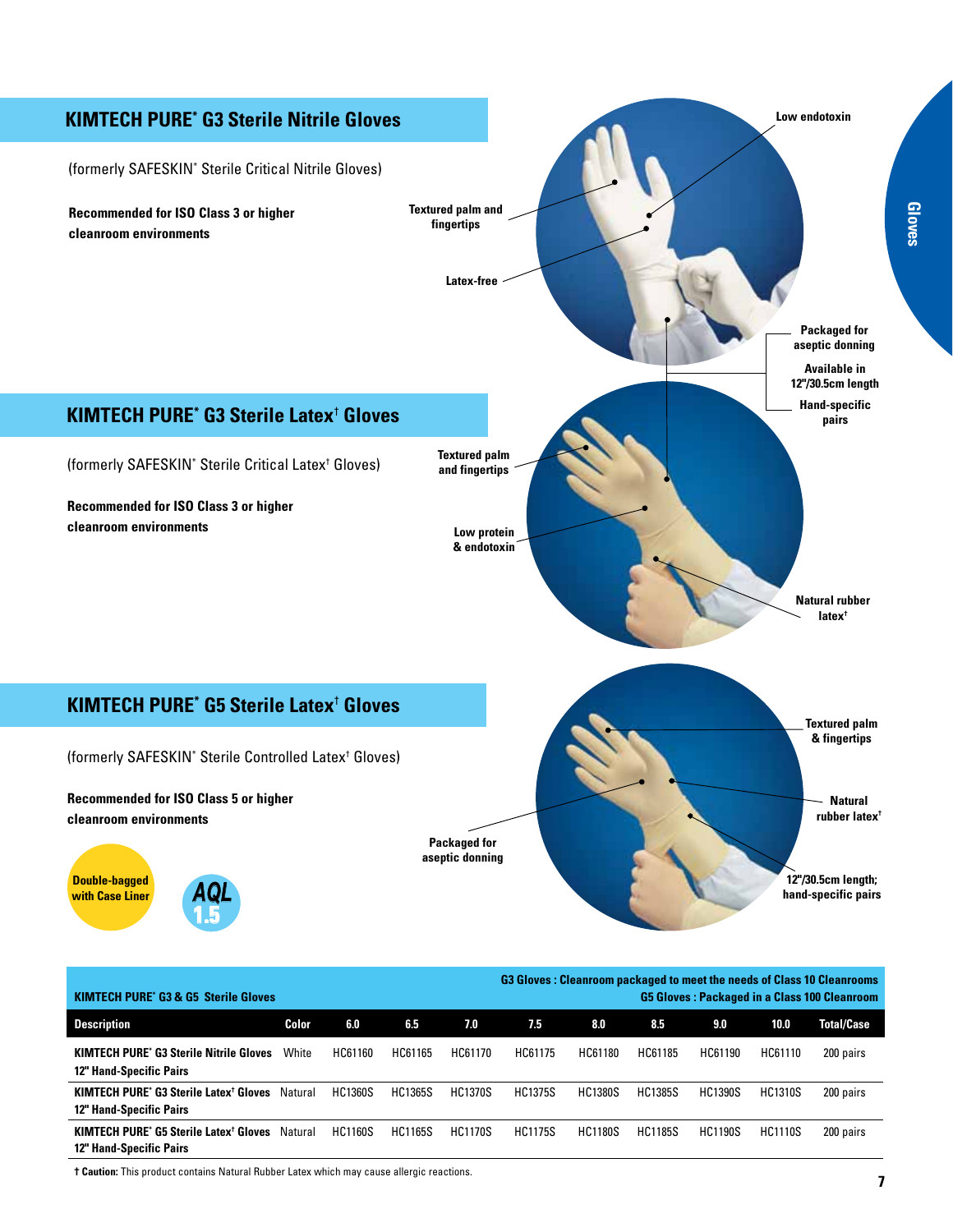## KIMTECH PURE* G3 Sterile Nitrile Gloves

(formerly SAFESKIN* Sterile Critical Nitrile Gloves)

**Recommended for ISO Class 3 or higher cleanroom environments**

Low endotoxin

Textured palm and fingertips

Latex-free

Packaged for aseptic donning

Available in 12"/30.5cm length

Hand-specific pairs

## KIMTECH PURE* G3 Sterile Latex† Gloves

(formerly SAFESKIN* Sterile Critical Latex† Gloves)

**Recommended for ISO Class 3 or higher cleanroom environments**

Textured palm and fingertips

Low protein & endotoxin

Natural rubber latex†

## KIMTECH PURE* G5 Sterile Latex† Gloves

(formerly SAFESKIN* Sterile Controlled Latex† Gloves)

**Recommended for ISO Class 5 or higher cleanroom environments**

Double-bagged with Case Liner

AQL 1.5

Textured palm & fingertips

Natural rubber latex†

Packaged for aseptic donning

12"/30.5cm length; hand-specific pairs

**KIMTECH PURE* G3 & G5 Sterile Gloves**

**G3 Gloves : Cleanroom packaged to meet the needs of Class 10 Cleanrooms**
**G5 Gloves : Packaged in a Class 100 Cleanroom**

| Description | Color | 6.0 | 6.5 | 7.0 | 7.5 | 8.0 | 8.5 | 9.0 | 10.0 | Total/Case |
|---|---|---|---|---|---|---|---|---|---|---|
| **KIMTECH PURE* G3 Sterile Nitrile Gloves 12" Hand-Specific Pairs** | White | HC61160 | HC61165 | HC61170 | HC61175 | HC61180 | HC61185 | HC61190 | HC61110 | 200 pairs |
| **KIMTECH PURE* G3 Sterile Latex† Gloves 12" Hand-Specific Pairs** | Natural | HC1360S | HC1365S | HC1370S | HC1375S | HC1380S | HC1385S | HC1390S | HC1310S | 200 pairs |
| **KIMTECH PURE* G5 Sterile Latex† Gloves 12" Hand-Specific Pairs** | Natural | HC1160S | HC1165S | HC1170S | HC1175S | HC1180S | HC1185S | HC1190S | HC1110S | 200 pairs |

**† Caution:** This product contains Natural Rubber Latex which may cause allergic reactions.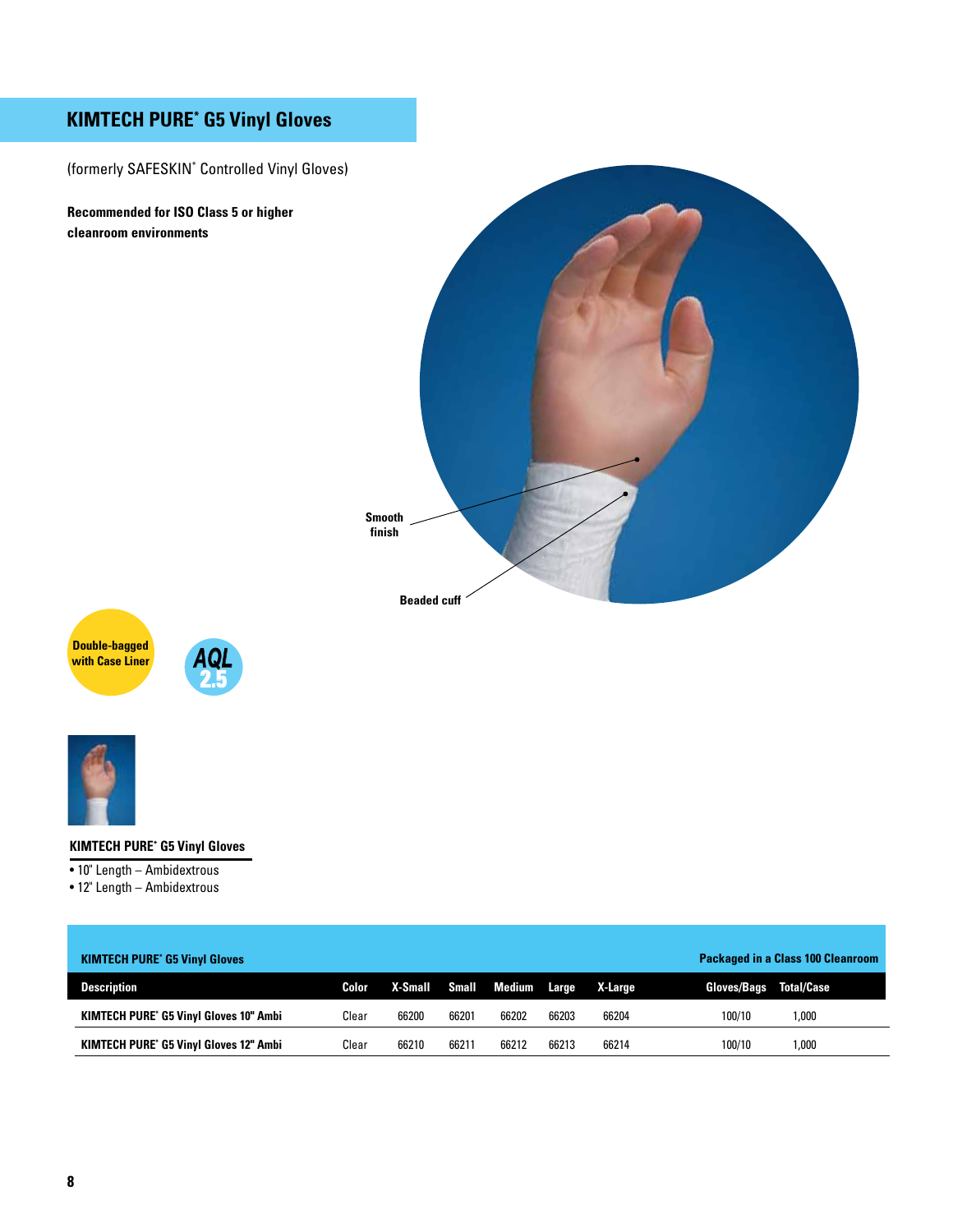# KIMTECH PURE* G5 Vinyl Gloves

(formerly SAFESKIN* Controlled Vinyl Gloves)

**Recommended for ISO Class 5 or higher cleanroom environments**

**Smooth finish**

**Beaded cuff**

**Double-bagged with Case Liner**

**AQL 2.5**

### KIMTECH PURE* G5 Vinyl Gloves

- 10" Length – Ambidextrous
- 12" Length – Ambidextrous

**KIMTECH PURE* G5 Vinyl Gloves** — **Packaged in a Class 100 Cleanroom**

| Description | Color | X-Small | Small | Medium | Large | X-Large | Gloves/Bags | Total/Case |
|---|---|---|---|---|---|---|---|---|
| KIMTECH PURE* G5 Vinyl Gloves 10" Ambi | Clear | 66200 | 66201 | 66202 | 66203 | 66204 | 100/10 | 1,000 |
| KIMTECH PURE* G5 Vinyl Gloves 12" Ambi | Clear | 66210 | 66211 | 66212 | 66213 | 66214 | 100/10 | 1,000 |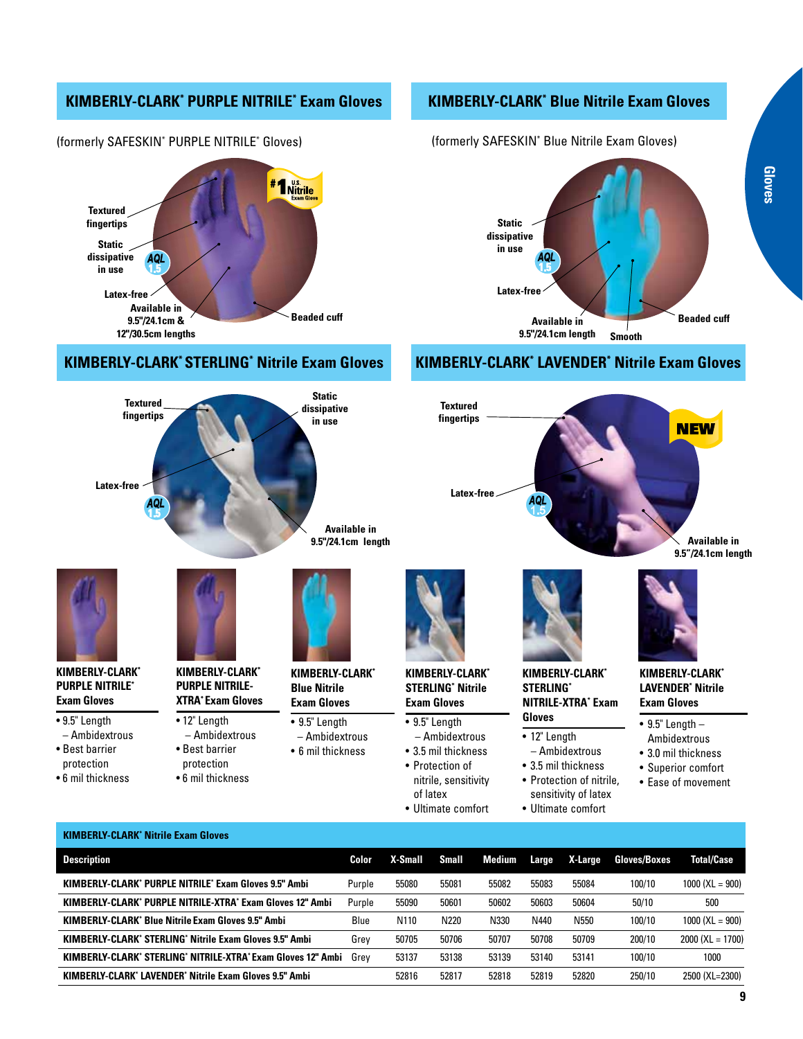## KIMBERLY-CLARK* PURPLE NITRILE* Exam Gloves

(formerly SAFESKIN* PURPLE NITRILE* Gloves)

#1 U.S. Nitrile Exam Glove

- Textured fingertips
- Static dissipative in use
- AQL 1.5
- Latex-free
- Available in 9.5"/24.1cm & 12"/30.5cm lengths
- Beaded cuff

## KIMBERLY-CLARK* Blue Nitrile Exam Gloves

(formerly SAFESKIN* Blue Nitrile Exam Gloves)

- Static dissipative in use
- AQL 1.5
- Latex-free
- Available in 9.5"/24.1cm length
- Smooth
- Beaded cuff

## KIMBERLY-CLARK* STERLING* Nitrile Exam Gloves

- Textured fingertips
- Static dissipative in use
- Latex-free
- AQL 1.5
- Available in 9.5"/24.1cm length

## KIMBERLY-CLARK* LAVENDER* Nitrile Exam Gloves

NEW

- Textured fingertips
- Latex-free
- AQL 1.5
- Available in 9.5"/24.1cm length

### KIMBERLY-CLARK* PURPLE NITRILE* Exam Gloves

- 9.5" Length – Ambidextrous
- Best barrier protection
- 6 mil thickness

### KIMBERLY-CLARK* PURPLE NITRILE-XTRA* Exam Gloves

- 12" Length – Ambidextrous
- Best barrier protection
- 6 mil thickness

### KIMBERLY-CLARK* Blue Nitrile Exam Gloves

- 9.5" Length – Ambidextrous
- 6 mil thickness

### KIMBERLY-CLARK* STERLING* Nitrile Exam Gloves

- 9.5" Length – Ambidextrous
- 3.5 mil thickness
- Protection of nitrile, sensitivity of latex
- Ultimate comfort

### KIMBERLY-CLARK* STERLING* NITRILE-XTRA* Exam Gloves

- 12" Length – Ambidextrous
- 3.5 mil thickness
- Protection of nitrile, sensitivity of latex
- Ultimate comfort

### KIMBERLY-CLARK* LAVENDER* Nitrile Exam Gloves

- 9.5" Length – Ambidextrous
- 3.0 mil thickness
- Superior comfort
- Ease of movement

**KIMBERLY-CLARK* Nitrile Exam Gloves**

| Description | Color | X-Small | Small | Medium | Large | X-Large | Gloves/Boxes | Total/Case |
|---|---|---|---|---|---|---|---|---|
| KIMBERLY-CLARK* PURPLE NITRILE* Exam Gloves 9.5" Ambi | Purple | 55080 | 55081 | 55082 | 55083 | 55084 | 100/10 | 1000 (XL = 900) |
| KIMBERLY-CLARK* PURPLE NITRILE-XTRA* Exam Gloves 12" Ambi | Purple | 55090 | 50601 | 50602 | 50603 | 50604 | 50/10 | 500 |
| KIMBERLY-CLARK* Blue Nitrile Exam Gloves 9.5" Ambi | Blue | N110 | N220 | N330 | N440 | N550 | 100/10 | 1000 (XL = 900) |
| KIMBERLY-CLARK* STERLING* Nitrile Exam Gloves 9.5" Ambi | Grey | 50705 | 50706 | 50707 | 50708 | 50709 | 200/10 | 2000 (XL = 1700) |
| KIMBERLY-CLARK* STERLING* NITRILE-XTRA* Exam Gloves 12" Ambi | Grey | 53137 | 53138 | 53139 | 53140 | 53141 | 100/10 | 1000 |
| KIMBERLY-CLARK* LAVENDER* Nitrile Exam Gloves 9.5" Ambi | | 52816 | 52817 | 52818 | 52819 | 52820 | 250/10 | 2500 (XL=2300) |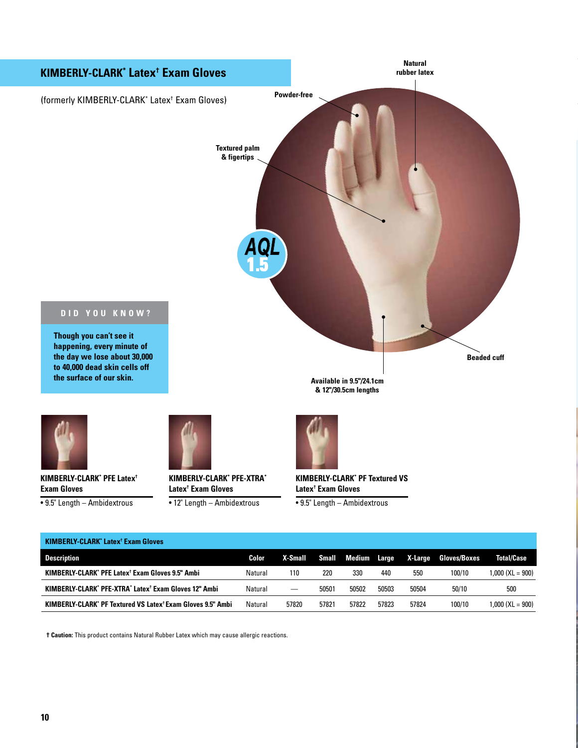## KIMBERLY-CLARK* Latex† Exam Gloves

(formerly KIMBERLY-CLARK* Latex† Exam Gloves)

Natural rubber latex

Powder-free

Textured palm & figertips

AQL 1.5

Beaded cuff

Available in 9.5"/24.1cm & 12"/30.5cm lengths

**DID YOU KNOW?**

**Though you can't see it happening, every minute of the day we lose about 30,000 to 40,000 dead skin cells off the surface of our skin.**

**KIMBERLY-CLARK* PFE Latex† Exam Gloves**

- 9.5" Length – Ambidextrous

**KIMBERLY-CLARK* PFE-XTRA* Latex† Exam Gloves**

- 12" Length – Ambidextrous

**KIMBERLY-CLARK* PF Textured VS Latex† Exam Gloves**

- 9.5" Length – Ambidextrous

**KIMBERLY-CLARK* Latex† Exam Gloves**

| Description | Color | X-Small | Small | Medium | Large | X-Large | Gloves/Boxes | Total/Case |
|---|---|---|---|---|---|---|---|---|
| **KIMBERLY-CLARK* PFE Latex† Exam Gloves 9.5" Ambi** | Natural | 110 | 220 | 330 | 440 | 550 | 100/10 | 1,000 (XL = 900) |
| **KIMBERLY-CLARK* PFE-XTRA* Latex† Exam Gloves 12" Ambi** | Natural | — | 50501 | 50502 | 50503 | 50504 | 50/10 | 500 |
| **KIMBERLY-CLARK* PF Textured VS Latex† Exam Gloves 9.5" Ambi** | Natural | 57820 | 57821 | 57822 | 57823 | 57824 | 100/10 | 1,000 (XL = 900) |

† **Caution:** This product contains Natural Rubber Latex which may cause allergic reactions.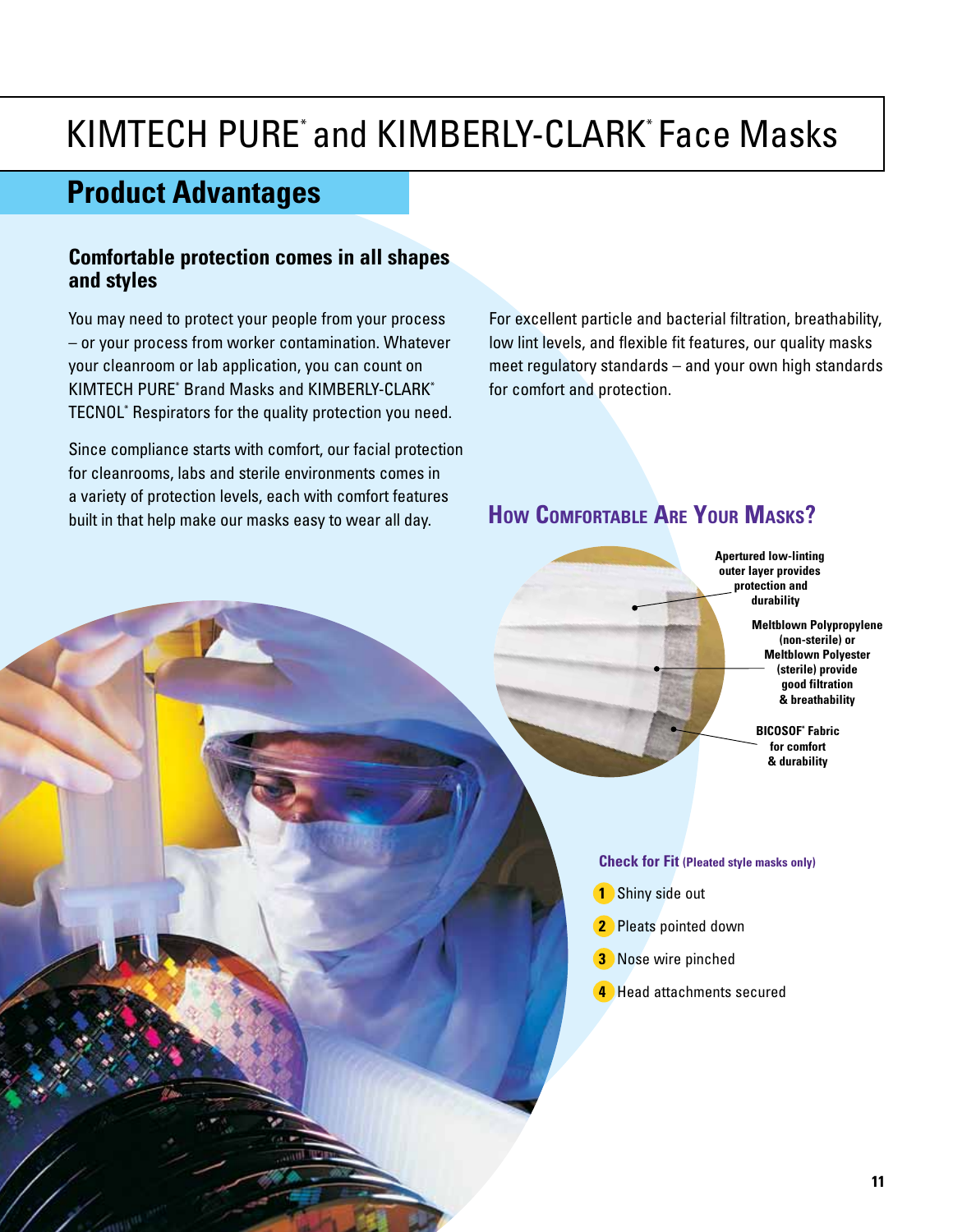# KIMTECH PURE* and KIMBERLY-CLARK* Face Masks

## Product Advantages

### Comfortable protection comes in all shapes and styles

You may need to protect your people from your process – or your process from worker contamination. Whatever your cleanroom or lab application, you can count on KIMTECH PURE* Brand Masks and KIMBERLY-CLARK* TECNOL* Respirators for the quality protection you need.

Since compliance starts with comfort, our facial protection for cleanrooms, labs and sterile environments comes in a variety of protection levels, each with comfort features built in that help make our masks easy to wear all day.

For excellent particle and bacterial filtration, breathability, low lint levels, and flexible fit features, our quality masks meet regulatory standards – and your own high standards for comfort and protection.

### How Comfortable Are Your Masks?

**Apertured low-linting outer layer provides protection and durability**

**Meltblown Polypropylene (non-sterile) or Meltblown Polyester (sterile) provide good filtration & breathability**

**BICOSOF* Fabric for comfort & durability**

**Check for Fit** (Pleated style masks only)

1. Shiny side out
2. Pleats pointed down
3. Nose wire pinched
4. Head attachments secured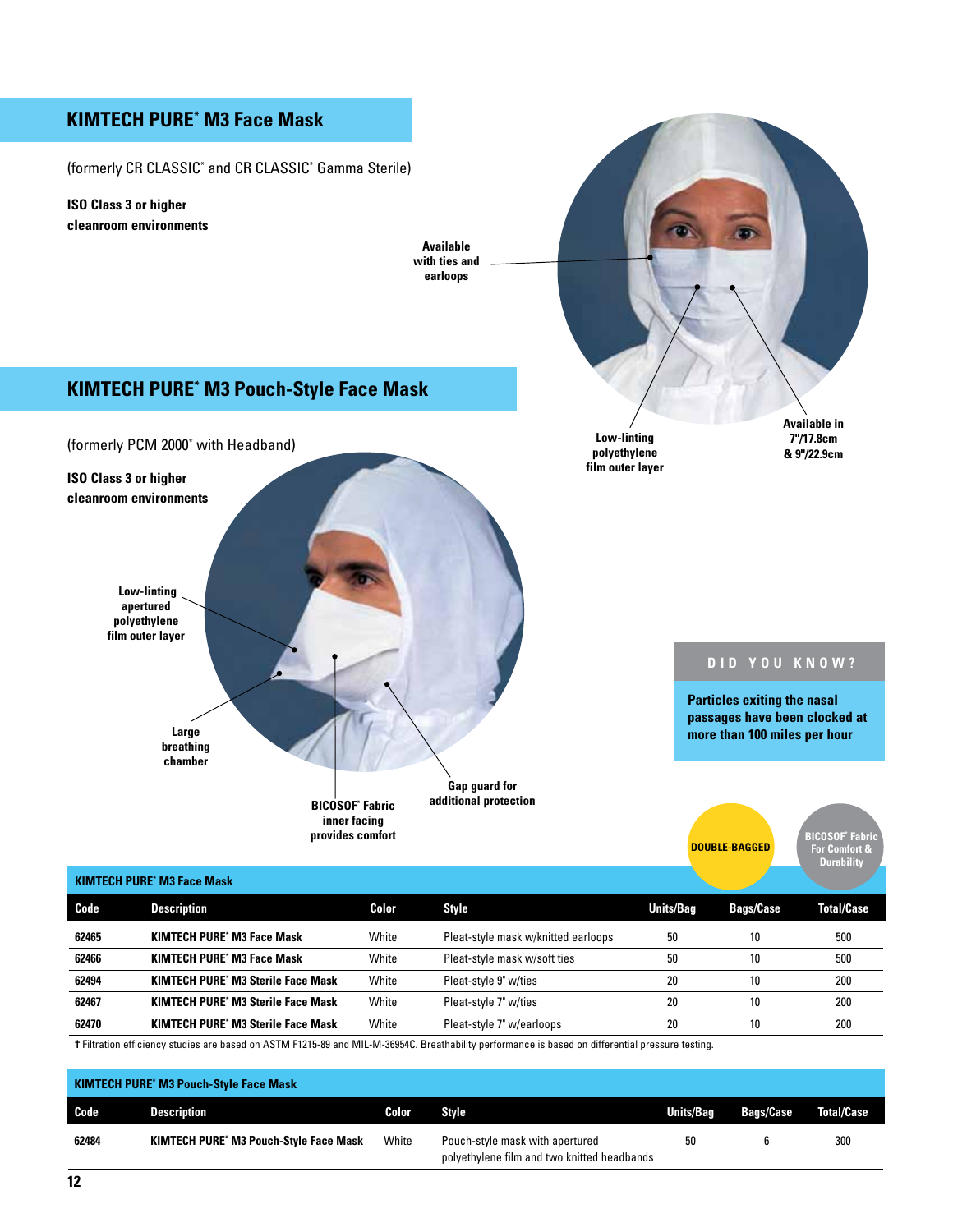## KIMTECH PURE* M3 Face Mask

(formerly CR CLASSIC* and CR CLASSIC* Gamma Sterile)

**ISO Class 3 or higher cleanroom environments**

**Available with ties and earloops**

**Low-linting polyethylene film outer layer**

**Available in 7"/17.8cm & 9"/22.9cm**

## KIMTECH PURE* M3 Pouch-Style Face Mask

(formerly PCM 2000* with Headband)

**ISO Class 3 or higher cleanroom environments**

**Low-linting apertured polyethylene film outer layer**

**Large breathing chamber**

**BICOSOF* Fabric inner facing provides comfort**

**Gap guard for additional protection**

**DID YOU KNOW?**

**Particles exiting the nasal passages have been clocked at more than 100 miles per hour**

**DOUBLE-BAGGED**

**BICOSOF* Fabric For Comfort & Durability**

**KIMTECH PURE* M3 Face Mask**

| Code | Description | Color | Style | Units/Bag | Bags/Case | Total/Case |
|---|---|---|---|---|---|---|
| 62465 | KIMTECH PURE* M3 Face Mask | White | Pleat-style mask w/knitted earloops | 50 | 10 | 500 |
| 62466 | KIMTECH PURE* M3 Face Mask | White | Pleat-style mask w/soft ties | 50 | 10 | 500 |
| 62494 | KIMTECH PURE* M3 Sterile Face Mask | White | Pleat-style 9" w/ties | 20 | 10 | 200 |
| 62467 | KIMTECH PURE* M3 Sterile Face Mask | White | Pleat-style 7" w/ties | 20 | 10 | 200 |
| 62470 | KIMTECH PURE* M3 Sterile Face Mask | White | Pleat-style 7" w/earloops | 20 | 10 | 200 |

† Filtration efficiency studies are based on ASTM F1215-89 and MIL-M-36954C. Breathability performance is based on differential pressure testing.

**KIMTECH PURE* M3 Pouch-Style Face Mask**

| Code | Description | Color | Style | Units/Bag | Bags/Case | Total/Case |
|---|---|---|---|---|---|---|
| 62484 | KIMTECH PURE* M3 Pouch-Style Face Mask | White | Pouch-style mask with apertured polyethylene film and two knitted headbands | 50 | 6 | 300 |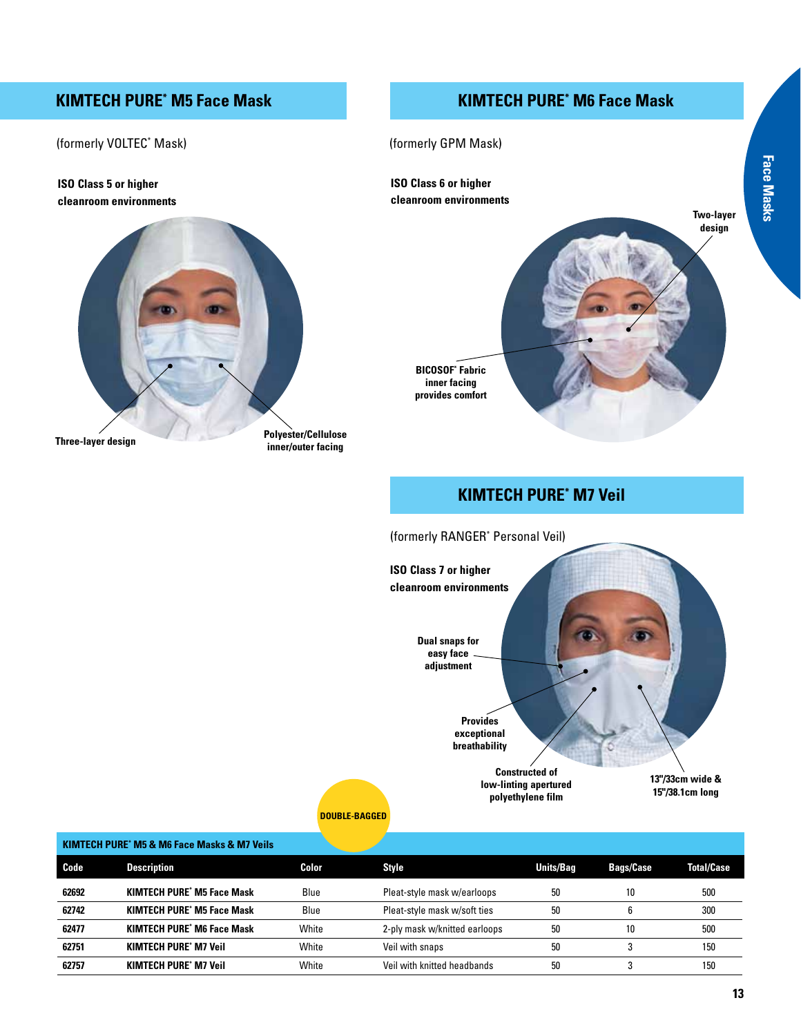## KIMTECH PURE* M5 Face Mask

(formerly VOLTEC* Mask)

**ISO Class 5 or higher cleanroom environments**

**Three-layer design**

**Polyester/Cellulose inner/outer facing**

## KIMTECH PURE* M6 Face Mask

(formerly GPM Mask)

**ISO Class 6 or higher cleanroom environments**

**Two-layer design**

**BICOSOF* Fabric inner facing provides comfort**

## KIMTECH PURE* M7 Veil

(formerly RANGER* Personal Veil)

**ISO Class 7 or higher cleanroom environments**

**Dual snaps for easy face adjustment**

**Provides exceptional breathability**

**Constructed of low-linting apertured polyethylene film**

**13"/33cm wide & 15"/38.1cm long**

**DOUBLE-BAGGED**

**KIMTECH PURE* M5 & M6 Face Masks & M7 Veils**

| Code | Description | Color | Style | Units/Bag | Bags/Case | Total/Case |
|---|---|---|---|---|---|---|
| 62692 | KIMTECH PURE* M5 Face Mask | Blue | Pleat-style mask w/earloops | 50 | 10 | 500 |
| 62742 | KIMTECH PURE* M5 Face Mask | Blue | Pleat-style mask w/soft ties | 50 | 6 | 300 |
| 62477 | KIMTECH PURE* M6 Face Mask | White | 2-ply mask w/knitted earloops | 50 | 10 | 500 |
| 62751 | KIMTECH PURE* M7 Veil | White | Veil with snaps | 50 | 3 | 150 |
| 62757 | KIMTECH PURE* M7 Veil | White | Veil with knitted headbands | 50 | 3 | 150 |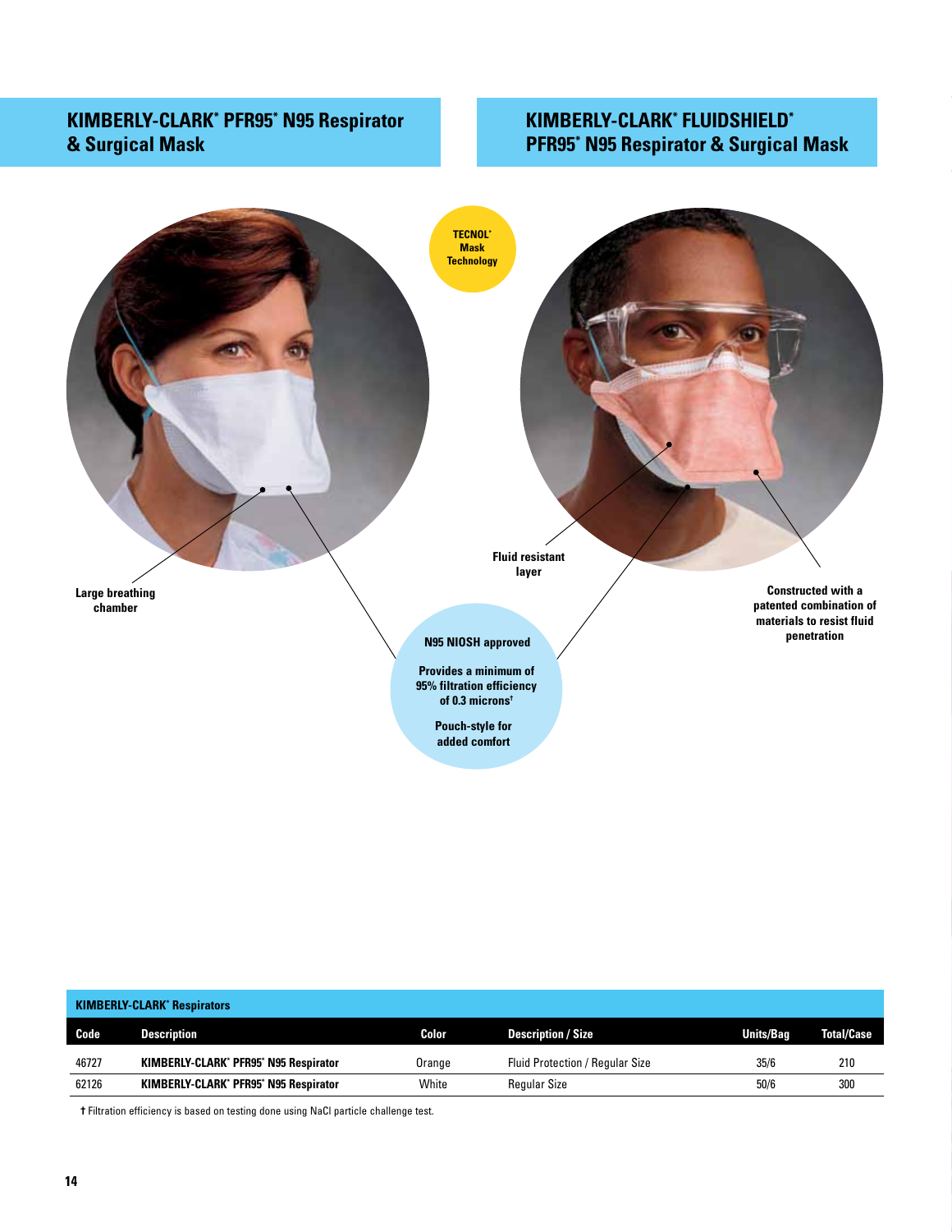## KIMBERLY-CLARK* PFR95* N95 Respirator & Surgical Mask

## KIMBERLY-CLARK* FLUIDSHIELD* PFR95* N95 Respirator & Surgical Mask

TECNOL* Mask Technology

Large breathing chamber

Fluid resistant layer

Constructed with a patented combination of materials to resist fluid penetration

**N95 NIOSH approved**

**Provides a minimum of 95% filtration efficiency of 0.3 microns†**

**Pouch-style for added comfort**

**KIMBERLY-CLARK* Respirators**

| Code | Description | Color | Description / Size | Units/Bag | Total/Case |
|---|---|---|---|---|---|
| 46727 | KIMBERLY-CLARK* PFR95* N95 Respirator | Orange | Fluid Protection / Regular Size | 35/6 | 210 |
| 62126 | KIMBERLY-CLARK* PFR95* N95 Respirator | White | Regular Size | 50/6 | 300 |

† Filtration efficiency is based on testing done using NaCl particle challenge test.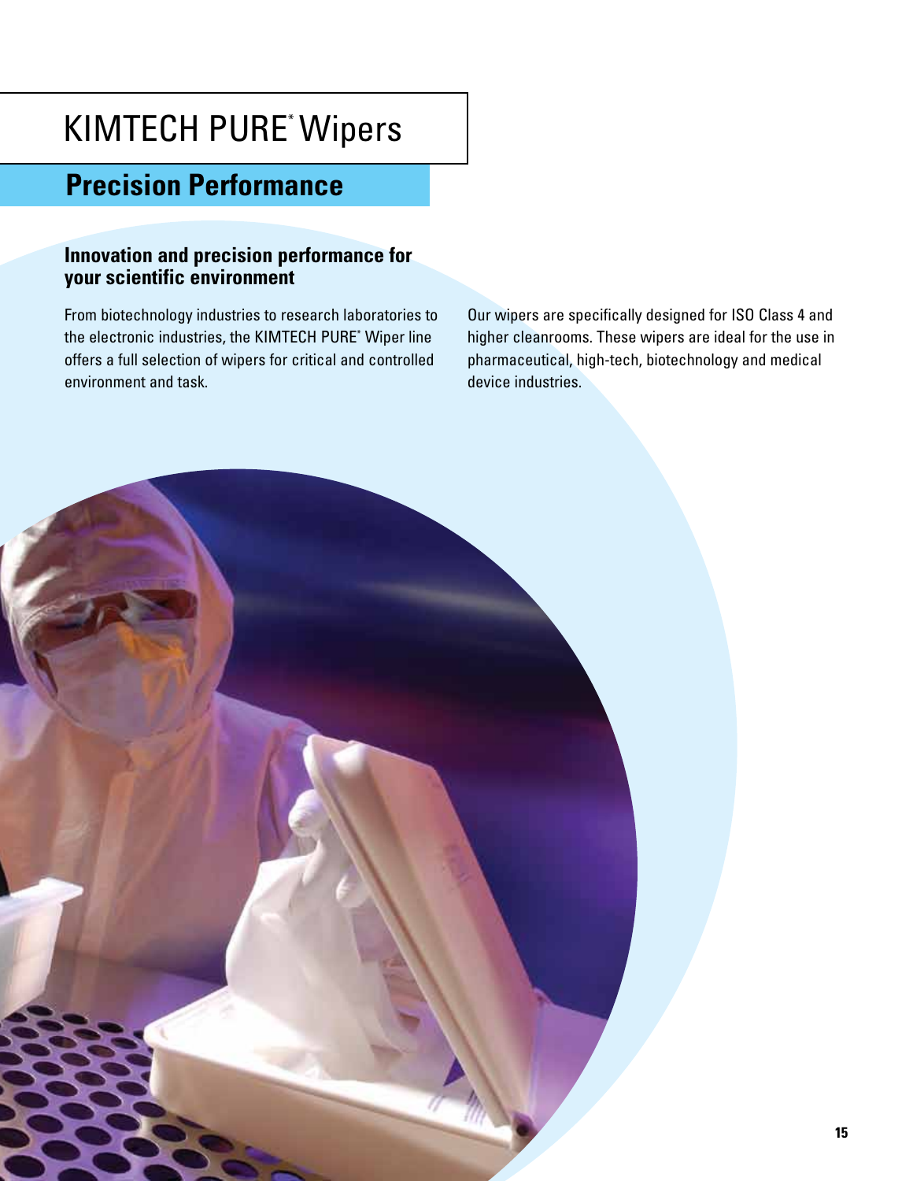# KIMTECH PURE* Wipers

## Precision Performance

### Innovation and precision performance for your scientific environment

From biotechnology industries to research laboratories to the electronic industries, the KIMTECH PURE* Wiper line offers a full selection of wipers for critical and controlled environment and task.

Our wipers are specifically designed for ISO Class 4 and higher cleanrooms. These wipers are ideal for the use in pharmaceutical, high-tech, biotechnology and medical device industries.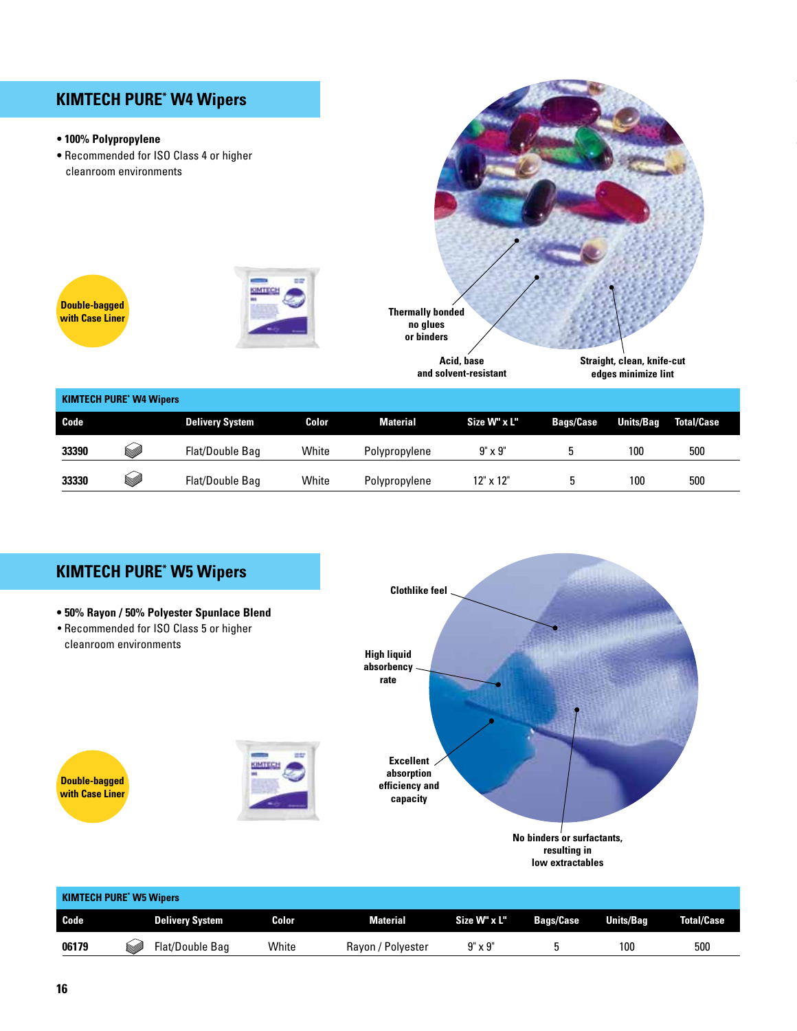## KIMTECH PURE* W4 Wipers

- **100% Polypropylene**
- Recommended for ISO Class 4 or higher cleanroom environments

**Double-bagged with Case Liner**

**Thermally bonded no glues or binders**

**Acid, base and solvent-resistant**

**Straight, clean, knife-cut edges minimize lint**

**KIMTECH PURE* W4 Wipers**

| Code | Delivery System | Color | Material | Size W" x L" | Bags/Case | Units/Bag | Total/Case |
|---|---|---|---|---|---|---|---|
| **33390** | Flat/Double Bag | White | Polypropylene | 9" x 9" | 5 | 100 | 500 |
| **33330** | Flat/Double Bag | White | Polypropylene | 12" x 12" | 5 | 100 | 500 |

## KIMTECH PURE* W5 Wipers

- **50% Rayon / 50% Polyester Spunlace Blend**
- Recommended for ISO Class 5 or higher cleanroom environments

**Double-bagged with Case Liner**

**Clothlike feel**

**High liquid absorbency rate**

**Excellent absorption efficiency and capacity**

**No binders or surfactants, resulting in low extractables**

**KIMTECH PURE* W5 Wipers**

| Code | Delivery System | Color | Material | Size W" x L" | Bags/Case | Units/Bag | Total/Case |
|---|---|---|---|---|---|---|---|
| **06179** | Flat/Double Bag | White | Rayon / Polyester | 9" x 9" | 5 | 100 | 500 |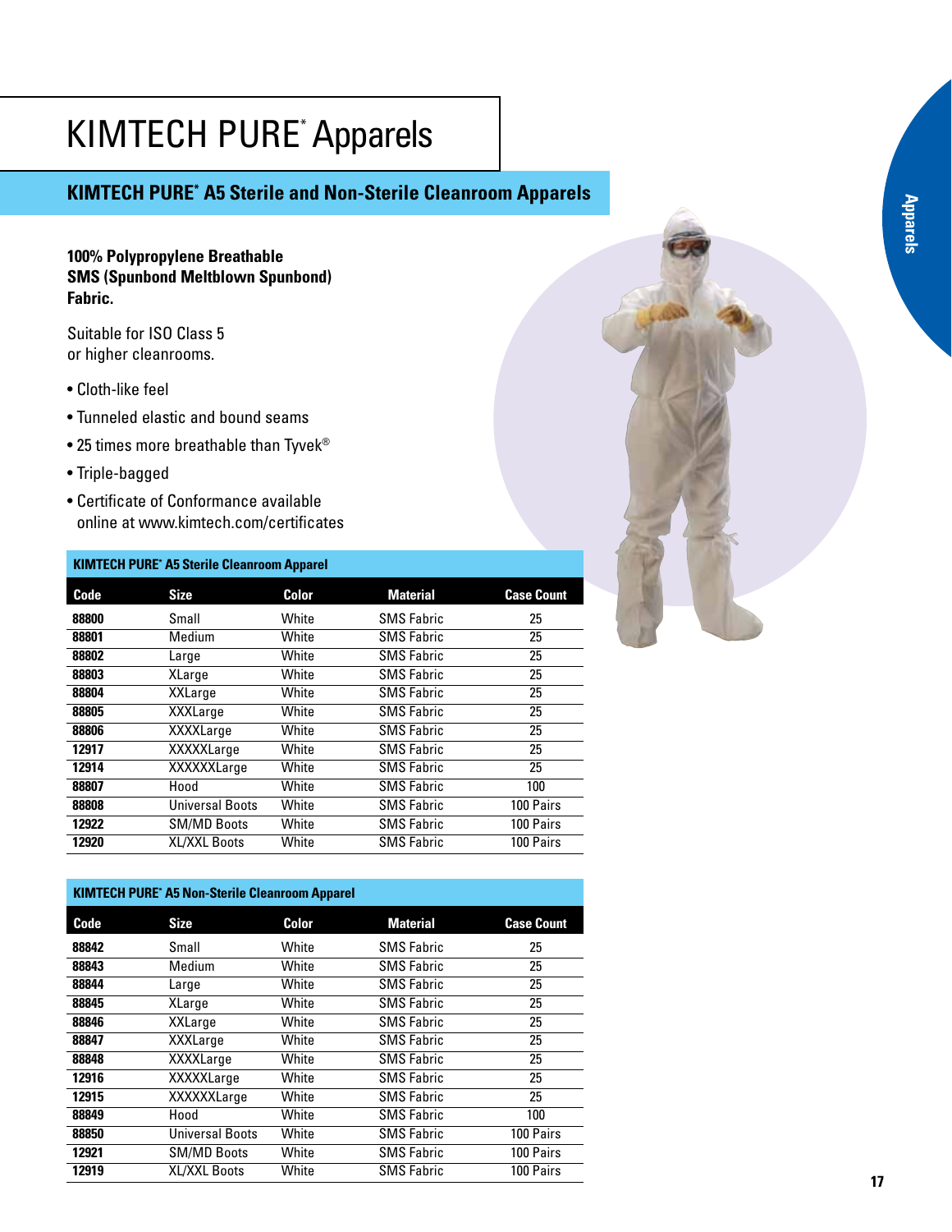# KIMTECH PURE* Apparels

## KIMTECH PURE* A5 Sterile and Non-Sterile Cleanroom Apparels

**100% Polypropylene Breathable SMS (Spunbond Meltblown Spunbond) Fabric.**

Suitable for ISO Class 5 or higher cleanrooms.

- Cloth-like feel
- Tunneled elastic and bound seams
- 25 times more breathable than Tyvek®
- Triple-bagged
- Certificate of Conformance available online at www.kimtech.com/certificates

### KIMTECH PURE* A5 Sterile Cleanroom Apparel

| Code | Size | Color | Material | Case Count |
|---|---|---|---|---|
| **88800** | Small | White | SMS Fabric | 25 |
| **88801** | Medium | White | SMS Fabric | 25 |
| **88802** | Large | White | SMS Fabric | 25 |
| **88803** | XLarge | White | SMS Fabric | 25 |
| **88804** | XXLarge | White | SMS Fabric | 25 |
| **88805** | XXXLarge | White | SMS Fabric | 25 |
| **88806** | XXXXLarge | White | SMS Fabric | 25 |
| **12917** | XXXXXLarge | White | SMS Fabric | 25 |
| **12914** | XXXXXXLarge | White | SMS Fabric | 25 |
| **88807** | Hood | White | SMS Fabric | 100 |
| **88808** | Universal Boots | White | SMS Fabric | 100 Pairs |
| **12922** | SM/MD Boots | White | SMS Fabric | 100 Pairs |
| **12920** | XL/XXL Boots | White | SMS Fabric | 100 Pairs |

### KIMTECH PURE* A5 Non-Sterile Cleanroom Apparel

| Code | Size | Color | Material | Case Count |
|---|---|---|---|---|
| **88842** | Small | White | SMS Fabric | 25 |
| **88843** | Medium | White | SMS Fabric | 25 |
| **88844** | Large | White | SMS Fabric | 25 |
| **88845** | XLarge | White | SMS Fabric | 25 |
| **88846** | XXLarge | White | SMS Fabric | 25 |
| **88847** | XXXLarge | White | SMS Fabric | 25 |
| **88848** | XXXXLarge | White | SMS Fabric | 25 |
| **12916** | XXXXXLarge | White | SMS Fabric | 25 |
| **12915** | XXXXXXLarge | White | SMS Fabric | 25 |
| **88849** | Hood | White | SMS Fabric | 100 |
| **88850** | Universal Boots | White | SMS Fabric | 100 Pairs |
| **12921** | SM/MD Boots | White | SMS Fabric | 100 Pairs |
| **12919** | XL/XXL Boots | White | SMS Fabric | 100 Pairs |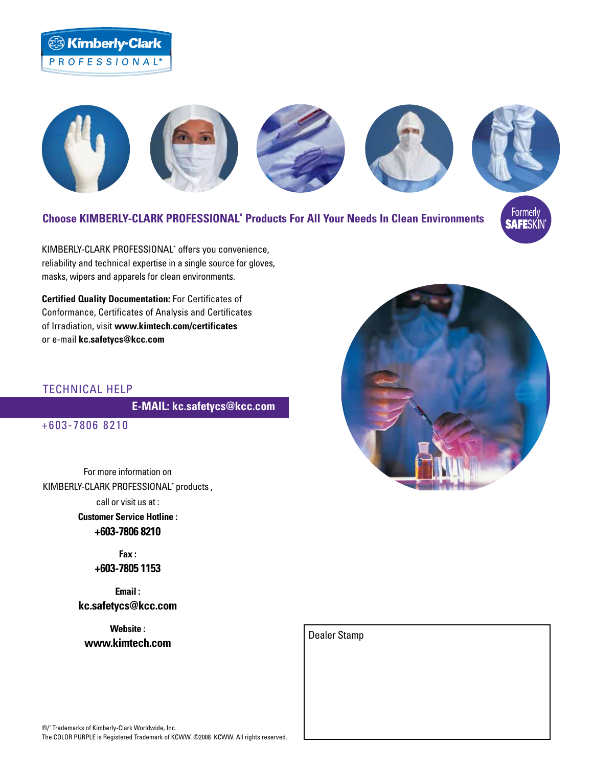Kimberly-Clark PROFESSIONAL*

## Choose KIMBERLY-CLARK PROFESSIONAL* Products For All Your Needs In Clean Environments

Formerly **SAFESKIN***

KIMBERLY-CLARK PROFESSIONAL* offers you convenience, reliability and technical expertise in a single source for gloves, masks, wipers and apparels for clean environments.

**Certified Quality Documentation:** For Certificates of Conformance, Certificates of Analysis and Certificates of Irradiation, visit **www.kimtech.com/certificates** or e-mail **kc.safetycs@kcc.com**

### TECHNICAL HELP

**E-MAIL: kc.safetycs@kcc.com**

+603-7806 8210

For more information on KIMBERLY-CLARK PROFESSIONAL* products , call or visit us at :

**Customer Service Hotline :**
**+603-7806 8210**

**Fax :**
**+603-7805 1153**

**Email :**
**kc.safetycs@kcc.com**

**Website :**
**www.kimtech.com**

Dealer Stamp

®/* Trademarks of Kimberly-Clark Worldwide, Inc.
The COLOR PURPLE is Registered Trademark of KCWW. ©2008 KCWW. All rights reserved.